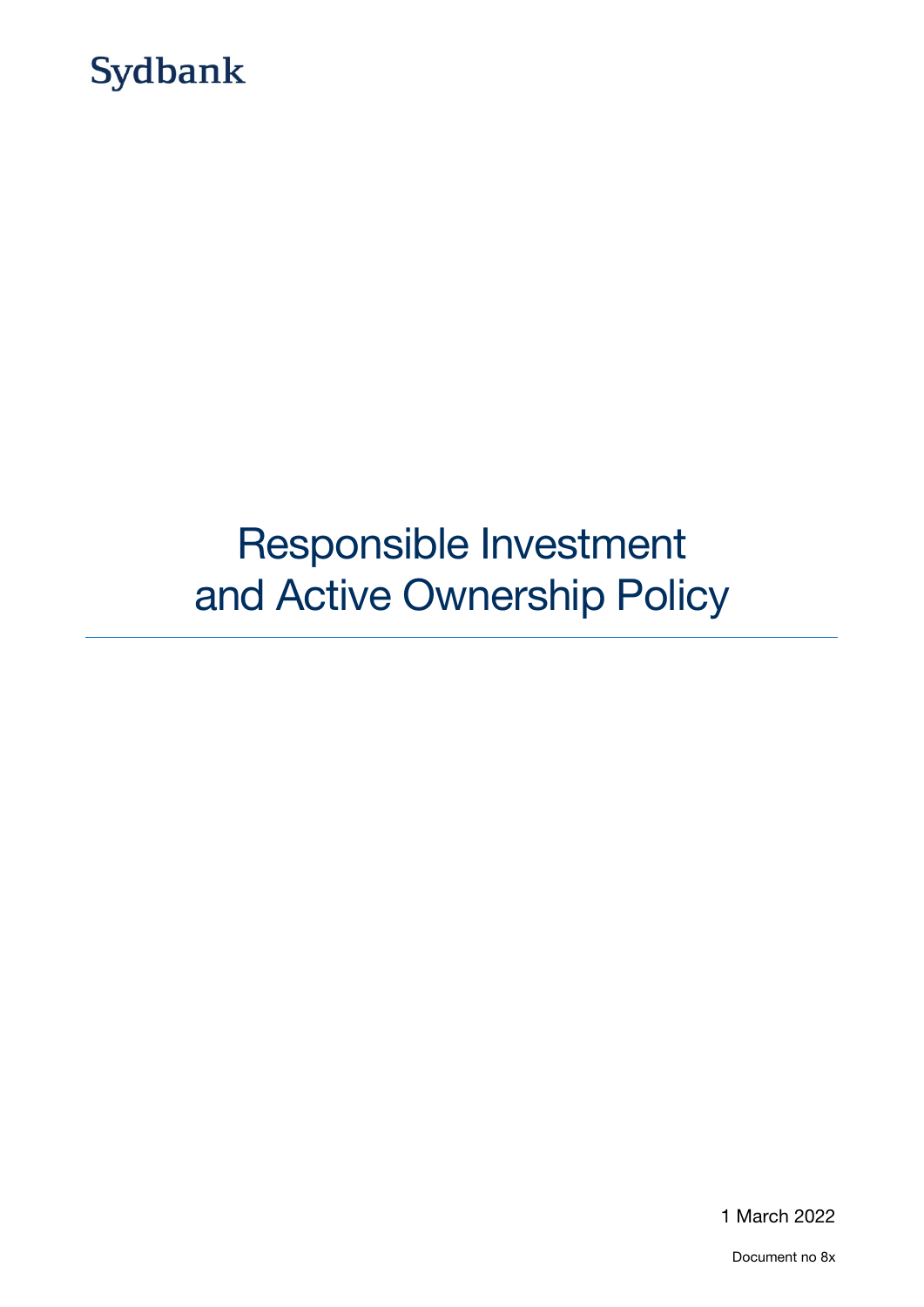Sydbank

# Responsible Investment and Active Ownership Policy

1 March 2022

Document no 8x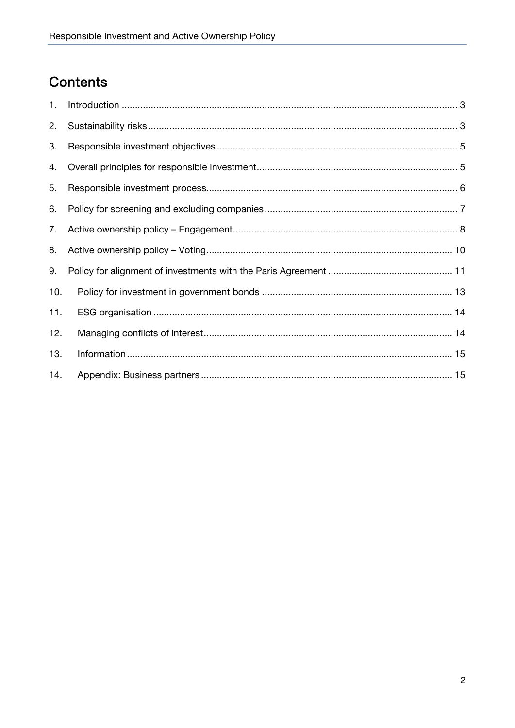## Contents

1. Introduction ............................................................ 3
2. Sustainability risks ............................................................ 3
3. Responsible investment objectives ............................................................ 5
4. Overall principles for responsible investment ............................................................ 5
5. Responsible investment process ............................................................ 6
6. Policy for screening and excluding companies ............................................................ 7
7. Active ownership policy – Engagement ............................................................ 8
8. Active ownership policy – Voting ............................................................ 10
9. Policy for alignment of investments with the Paris Agreement ............................................................ 11
10. Policy for investment in government bonds ............................................................ 13
11. ESG organisation ............................................................ 14
12. Managing conflicts of interest ............................................................ 14
13. Information ............................................................ 15
14. Appendix: Business partners ............................................................ 15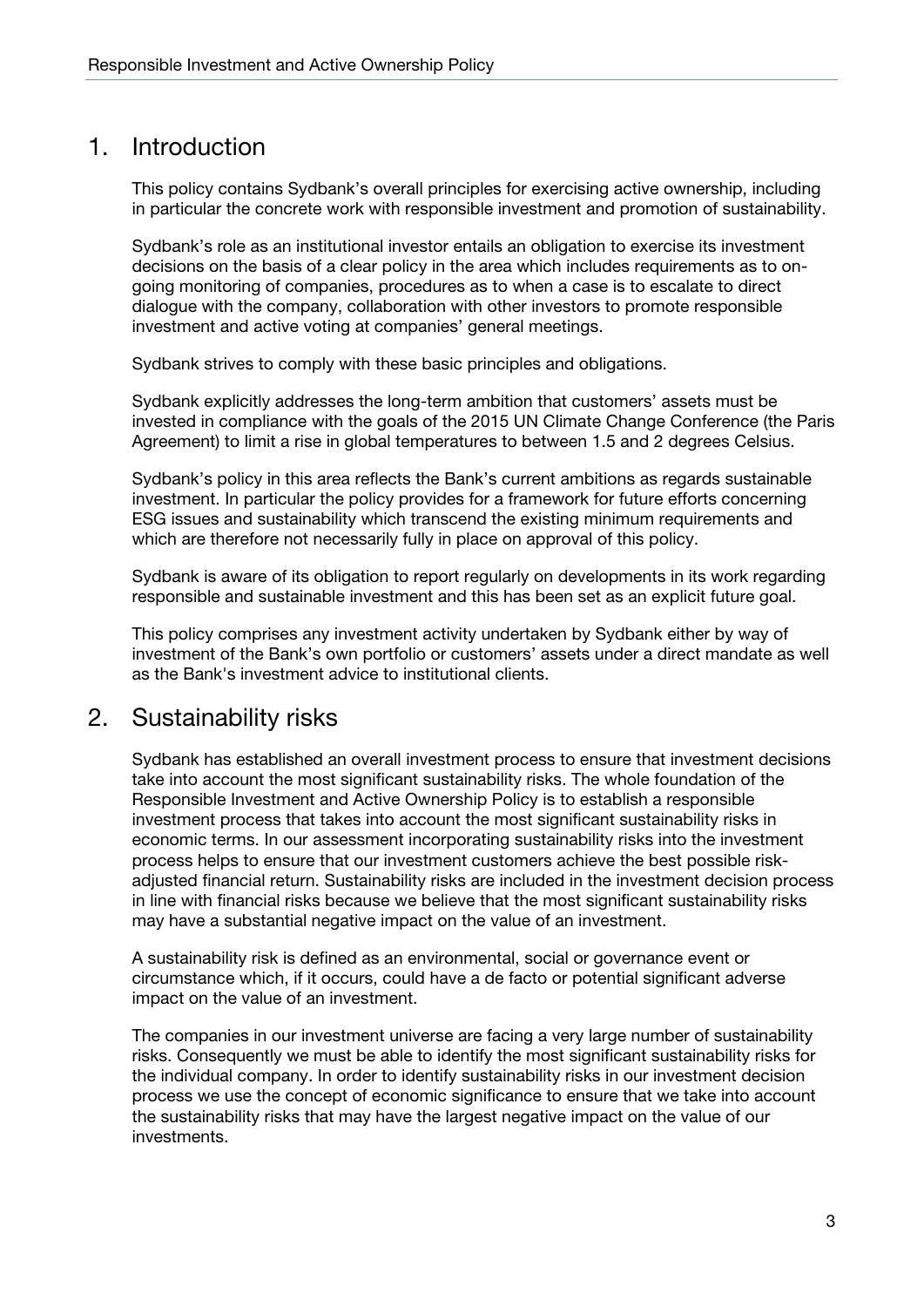## 1. Introduction

This policy contains Sydbank's overall principles for exercising active ownership, including in particular the concrete work with responsible investment and promotion of sustainability.

Sydbank's role as an institutional investor entails an obligation to exercise its investment decisions on the basis of a clear policy in the area which includes requirements as to on-going monitoring of companies, procedures as to when a case is to escalate to direct dialogue with the company, collaboration with other investors to promote responsible investment and active voting at companies' general meetings.

Sydbank strives to comply with these basic principles and obligations.

Sydbank explicitly addresses the long-term ambition that customers' assets must be invested in compliance with the goals of the 2015 UN Climate Change Conference (the Paris Agreement) to limit a rise in global temperatures to between 1.5 and 2 degrees Celsius.

Sydbank's policy in this area reflects the Bank's current ambitions as regards sustainable investment. In particular the policy provides for a framework for future efforts concerning ESG issues and sustainability which transcend the existing minimum requirements and which are therefore not necessarily fully in place on approval of this policy.

Sydbank is aware of its obligation to report regularly on developments in its work regarding responsible and sustainable investment and this has been set as an explicit future goal.

This policy comprises any investment activity undertaken by Sydbank either by way of investment of the Bank's own portfolio or customers' assets under a direct mandate as well as the Bank's investment advice to institutional clients.

## 2. Sustainability risks

Sydbank has established an overall investment process to ensure that investment decisions take into account the most significant sustainability risks. The whole foundation of the Responsible Investment and Active Ownership Policy is to establish a responsible investment process that takes into account the most significant sustainability risks in economic terms. In our assessment incorporating sustainability risks into the investment process helps to ensure that our investment customers achieve the best possible risk-adjusted financial return. Sustainability risks are included in the investment decision process in line with financial risks because we believe that the most significant sustainability risks may have a substantial negative impact on the value of an investment.

A sustainability risk is defined as an environmental, social or governance event or circumstance which, if it occurs, could have a de facto or potential significant adverse impact on the value of an investment.

The companies in our investment universe are facing a very large number of sustainability risks. Consequently we must be able to identify the most significant sustainability risks for the individual company. In order to identify sustainability risks in our investment decision process we use the concept of economic significance to ensure that we take into account the sustainability risks that may have the largest negative impact on the value of our investments.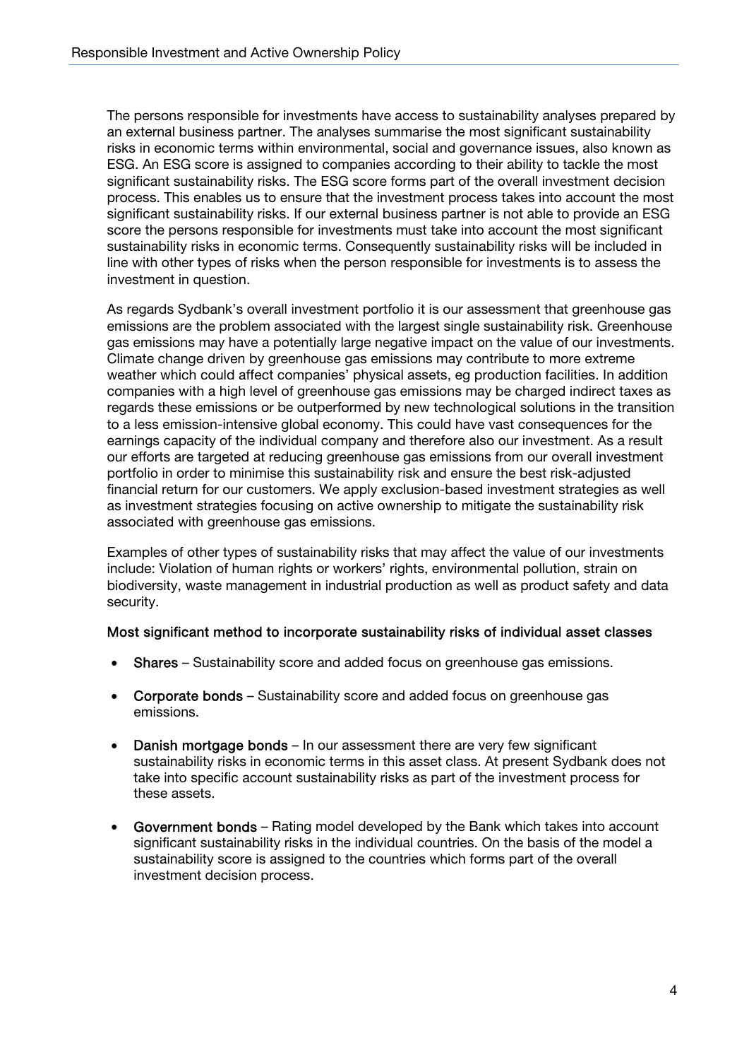The persons responsible for investments have access to sustainability analyses prepared by an external business partner. The analyses summarise the most significant sustainability risks in economic terms within environmental, social and governance issues, also known as ESG. An ESG score is assigned to companies according to their ability to tackle the most significant sustainability risks. The ESG score forms part of the overall investment decision process. This enables us to ensure that the investment process takes into account the most significant sustainability risks. If our external business partner is not able to provide an ESG score the persons responsible for investments must take into account the most significant sustainability risks in economic terms. Consequently sustainability risks will be included in line with other types of risks when the person responsible for investments is to assess the investment in question.

As regards Sydbank's overall investment portfolio it is our assessment that greenhouse gas emissions are the problem associated with the largest single sustainability risk. Greenhouse gas emissions may have a potentially large negative impact on the value of our investments. Climate change driven by greenhouse gas emissions may contribute to more extreme weather which could affect companies' physical assets, eg production facilities. In addition companies with a high level of greenhouse gas emissions may be charged indirect taxes as regards these emissions or be outperformed by new technological solutions in the transition to a less emission-intensive global economy. This could have vast consequences for the earnings capacity of the individual company and therefore also our investment. As a result our efforts are targeted at reducing greenhouse gas emissions from our overall investment portfolio in order to minimise this sustainability risk and ensure the best risk-adjusted financial return for our customers. We apply exclusion-based investment strategies as well as investment strategies focusing on active ownership to mitigate the sustainability risk associated with greenhouse gas emissions.

Examples of other types of sustainability risks that may affect the value of our investments include: Violation of human rights or workers' rights, environmental pollution, strain on biodiversity, waste management in industrial production as well as product safety and data security.

**Most significant method to incorporate sustainability risks of individual asset classes**

- **Shares** – Sustainability score and added focus on greenhouse gas emissions.
- **Corporate bonds** – Sustainability score and added focus on greenhouse gas emissions.
- **Danish mortgage bonds** – In our assessment there are very few significant sustainability risks in economic terms in this asset class. At present Sydbank does not take into specific account sustainability risks as part of the investment process for these assets.
- **Government bonds** – Rating model developed by the Bank which takes into account significant sustainability risks in the individual countries. On the basis of the model a sustainability score is assigned to the countries which forms part of the overall investment decision process.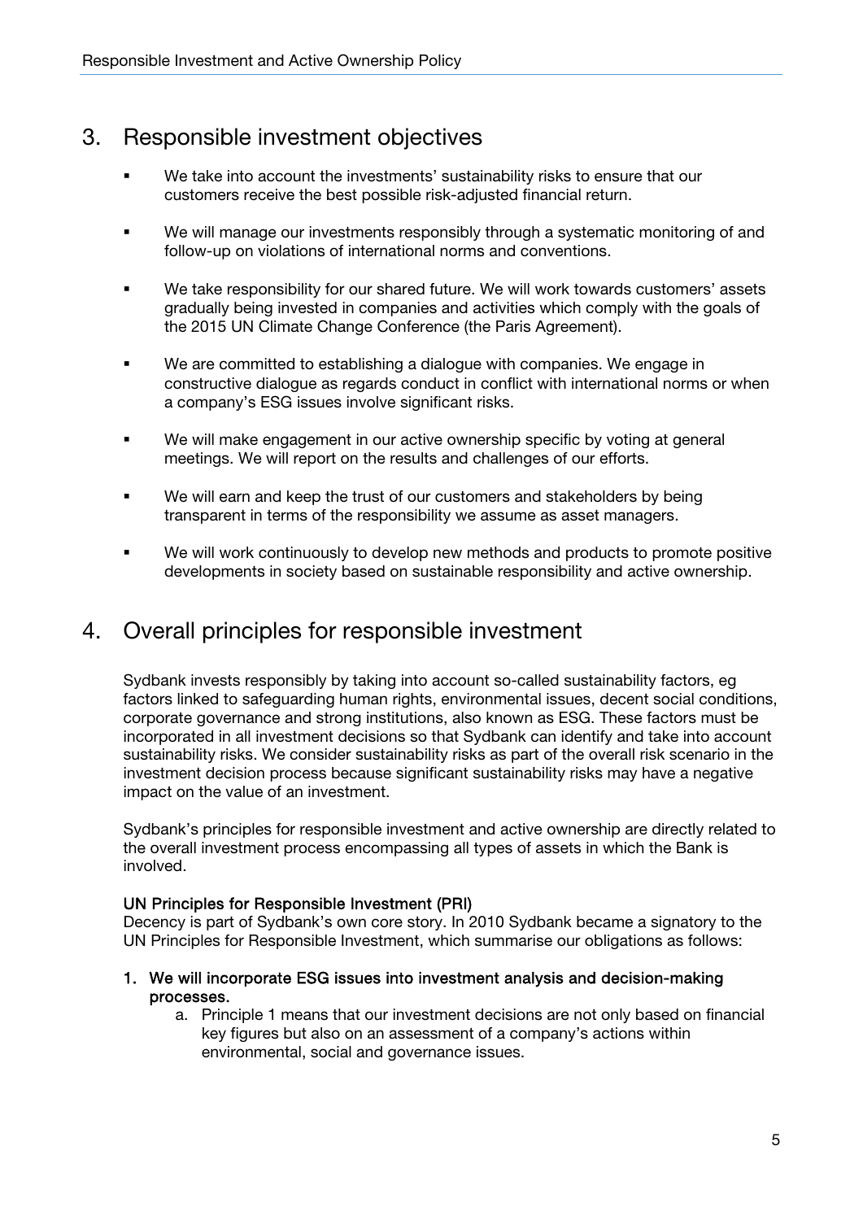## 3. Responsible investment objectives

- We take into account the investments' sustainability risks to ensure that our customers receive the best possible risk-adjusted financial return.
- We will manage our investments responsibly through a systematic monitoring of and follow-up on violations of international norms and conventions.
- We take responsibility for our shared future. We will work towards customers' assets gradually being invested in companies and activities which comply with the goals of the 2015 UN Climate Change Conference (the Paris Agreement).
- We are committed to establishing a dialogue with companies. We engage in constructive dialogue as regards conduct in conflict with international norms or when a company's ESG issues involve significant risks.
- We will make engagement in our active ownership specific by voting at general meetings. We will report on the results and challenges of our efforts.
- We will earn and keep the trust of our customers and stakeholders by being transparent in terms of the responsibility we assume as asset managers.
- We will work continuously to develop new methods and products to promote positive developments in society based on sustainable responsibility and active ownership.

## 4. Overall principles for responsible investment

Sydbank invests responsibly by taking into account so-called sustainability factors, eg factors linked to safeguarding human rights, environmental issues, decent social conditions, corporate governance and strong institutions, also known as ESG. These factors must be incorporated in all investment decisions so that Sydbank can identify and take into account sustainability risks. We consider sustainability risks as part of the overall risk scenario in the investment decision process because significant sustainability risks may have a negative impact on the value of an investment.

Sydbank's principles for responsible investment and active ownership are directly related to the overall investment process encompassing all types of assets in which the Bank is involved.

**UN Principles for Responsible Investment (PRI)**
Decency is part of Sydbank's own core story. In 2010 Sydbank became a signatory to the UN Principles for Responsible Investment, which summarise our obligations as follows:

1. **We will incorporate ESG issues into investment analysis and decision-making processes.**
    a. Principle 1 means that our investment decisions are not only based on financial key figures but also on an assessment of a company's actions within environmental, social and governance issues.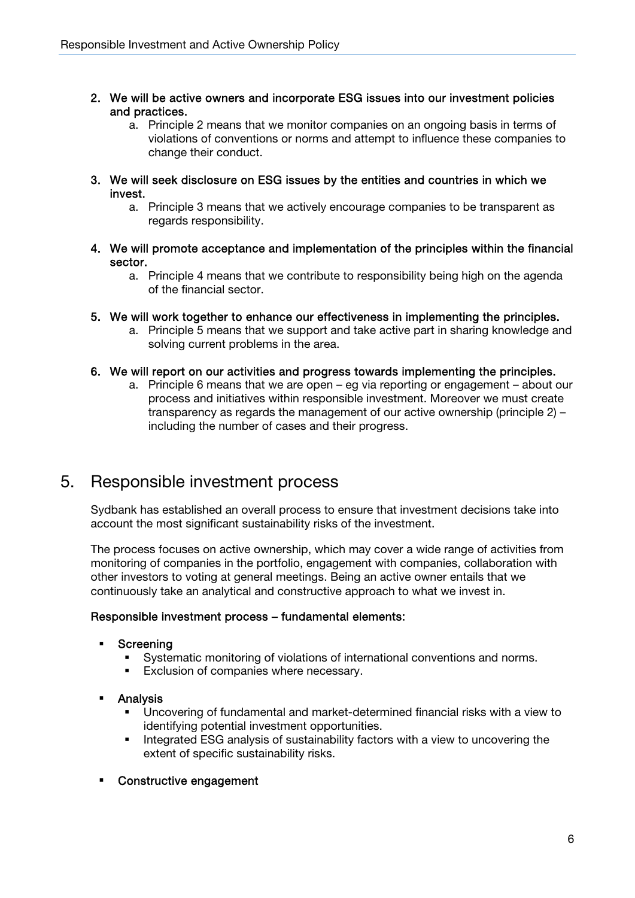2. **We will be active owners and incorporate ESG issues into our investment policies and practices.**
    a. Principle 2 means that we monitor companies on an ongoing basis in terms of violations of conventions or norms and attempt to influence these companies to change their conduct.

3. **We will seek disclosure on ESG issues by the entities and countries in which we invest.**
    a. Principle 3 means that we actively encourage companies to be transparent as regards responsibility.

4. **We will promote acceptance and implementation of the principles within the financial sector.**
    a. Principle 4 means that we contribute to responsibility being high on the agenda of the financial sector.

5. **We will work together to enhance our effectiveness in implementing the principles.**
    a. Principle 5 means that we support and take active part in sharing knowledge and solving current problems in the area.

6. **We will report on our activities and progress towards implementing the principles.**
    a. Principle 6 means that we are open – eg via reporting or engagement – about our process and initiatives within responsible investment. Moreover we must create transparency as regards the management of our active ownership (principle 2) – including the number of cases and their progress.

## 5. Responsible investment process

Sydbank has established an overall process to ensure that investment decisions take into account the most significant sustainability risks of the investment.

The process focuses on active ownership, which may cover a wide range of activities from monitoring of companies in the portfolio, engagement with companies, collaboration with other investors to voting at general meetings. Being an active owner entails that we continuously take an analytical and constructive approach to what we invest in.

**Responsible investment process – fundamental elements:**

- **Screening**
    - Systematic monitoring of violations of international conventions and norms.
    - Exclusion of companies where necessary.
- **Analysis**
    - Uncovering of fundamental and market-determined financial risks with a view to identifying potential investment opportunities.
    - Integrated ESG analysis of sustainability factors with a view to uncovering the extent of specific sustainability risks.
- **Constructive engagement**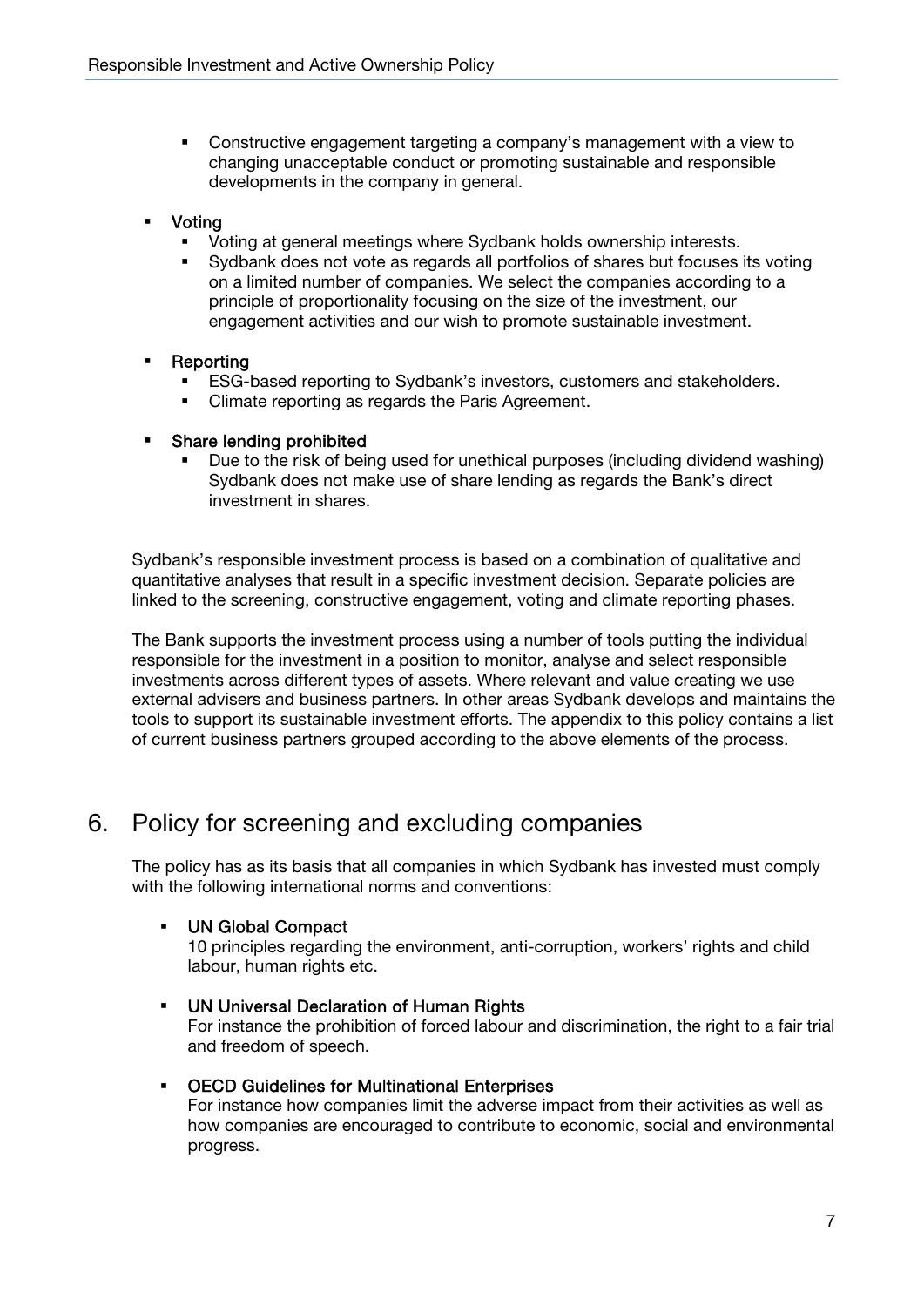- Constructive engagement targeting a company's management with a view to changing unacceptable conduct or promoting sustainable and responsible developments in the company in general.

- **Voting**
  - Voting at general meetings where Sydbank holds ownership interests.
  - Sydbank does not vote as regards all portfolios of shares but focuses its voting on a limited number of companies. We select the companies according to a principle of proportionality focusing on the size of the investment, our engagement activities and our wish to promote sustainable investment.

- **Reporting**
  - ESG-based reporting to Sydbank's investors, customers and stakeholders.
  - Climate reporting as regards the Paris Agreement.

- **Share lending prohibited**
  - Due to the risk of being used for unethical purposes (including dividend washing) Sydbank does not make use of share lending as regards the Bank's direct investment in shares.

Sydbank's responsible investment process is based on a combination of qualitative and quantitative analyses that result in a specific investment decision. Separate policies are linked to the screening, constructive engagement, voting and climate reporting phases.

The Bank supports the investment process using a number of tools putting the individual responsible for the investment in a position to monitor, analyse and select responsible investments across different types of assets. Where relevant and value creating we use external advisers and business partners. In other areas Sydbank develops and maintains the tools to support its sustainable investment efforts. The appendix to this policy contains a list of current business partners grouped according to the above elements of the process.

# 6. Policy for screening and excluding companies

The policy has as its basis that all companies in which Sydbank has invested must comply with the following international norms and conventions:

- **UN Global Compact**
  10 principles regarding the environment, anti-corruption, workers' rights and child labour, human rights etc.

- **UN Universal Declaration of Human Rights**
  For instance the prohibition of forced labour and discrimination, the right to a fair trial and freedom of speech.

- **OECD Guidelines for Multinational Enterprises**
  For instance how companies limit the adverse impact from their activities as well as how companies are encouraged to contribute to economic, social and environmental progress.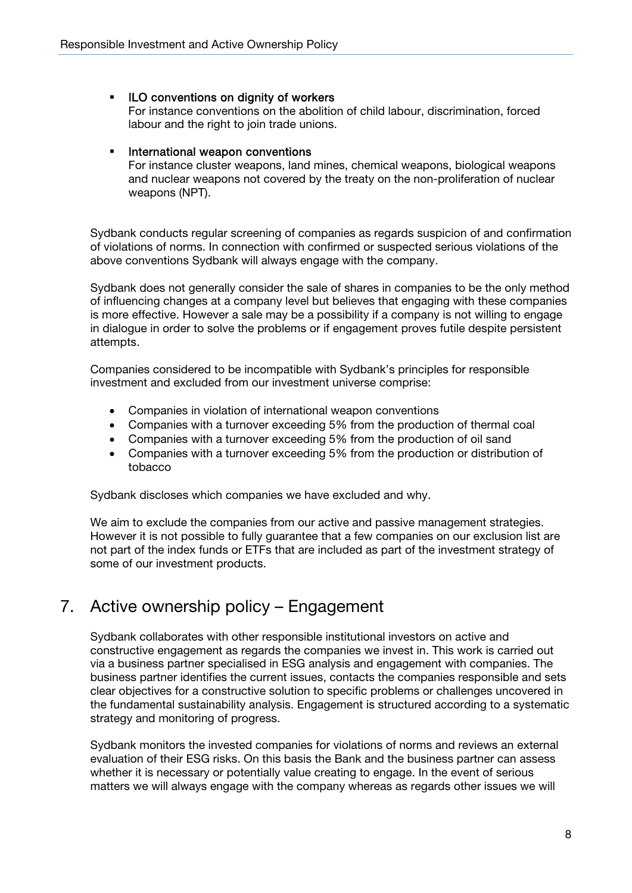- **ILO conventions on dignity of workers**
  For instance conventions on the abolition of child labour, discrimination, forced labour and the right to join trade unions.

- **International weapon conventions**
  For instance cluster weapons, land mines, chemical weapons, biological weapons and nuclear weapons not covered by the treaty on the non-proliferation of nuclear weapons (NPT).

Sydbank conducts regular screening of companies as regards suspicion of and confirmation of violations of norms. In connection with confirmed or suspected serious violations of the above conventions Sydbank will always engage with the company.

Sydbank does not generally consider the sale of shares in companies to be the only method of influencing changes at a company level but believes that engaging with these companies is more effective. However a sale may be a possibility if a company is not willing to engage in dialogue in order to solve the problems or if engagement proves futile despite persistent attempts.

Companies considered to be incompatible with Sydbank's principles for responsible investment and excluded from our investment universe comprise:

- Companies in violation of international weapon conventions
- Companies with a turnover exceeding 5% from the production of thermal coal
- Companies with a turnover exceeding 5% from the production of oil sand
- Companies with a turnover exceeding 5% from the production or distribution of tobacco

Sydbank discloses which companies we have excluded and why.

We aim to exclude the companies from our active and passive management strategies. However it is not possible to fully guarantee that a few companies on our exclusion list are not part of the index funds or ETFs that are included as part of the investment strategy of some of our investment products.

## 7. Active ownership policy – Engagement

Sydbank collaborates with other responsible institutional investors on active and constructive engagement as regards the companies we invest in. This work is carried out via a business partner specialised in ESG analysis and engagement with companies. The business partner identifies the current issues, contacts the companies responsible and sets clear objectives for a constructive solution to specific problems or challenges uncovered in the fundamental sustainability analysis. Engagement is structured according to a systematic strategy and monitoring of progress.

Sydbank monitors the invested companies for violations of norms and reviews an external evaluation of their ESG risks. On this basis the Bank and the business partner can assess whether it is necessary or potentially value creating to engage. In the event of serious matters we will always engage with the company whereas as regards other issues we will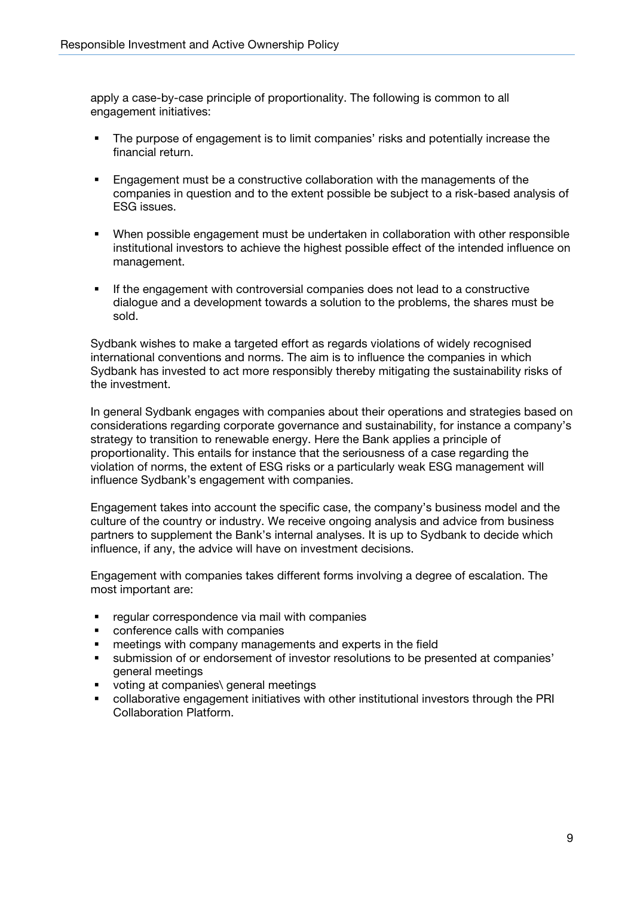apply a case-by-case principle of proportionality. The following is common to all engagement initiatives:

- The purpose of engagement is to limit companies' risks and potentially increase the financial return.
- Engagement must be a constructive collaboration with the managements of the companies in question and to the extent possible be subject to a risk-based analysis of ESG issues.
- When possible engagement must be undertaken in collaboration with other responsible institutional investors to achieve the highest possible effect of the intended influence on management.
- If the engagement with controversial companies does not lead to a constructive dialogue and a development towards a solution to the problems, the shares must be sold.

Sydbank wishes to make a targeted effort as regards violations of widely recognised international conventions and norms. The aim is to influence the companies in which Sydbank has invested to act more responsibly thereby mitigating the sustainability risks of the investment.

In general Sydbank engages with companies about their operations and strategies based on considerations regarding corporate governance and sustainability, for instance a company's strategy to transition to renewable energy. Here the Bank applies a principle of proportionality. This entails for instance that the seriousness of a case regarding the violation of norms, the extent of ESG risks or a particularly weak ESG management will influence Sydbank's engagement with companies.

Engagement takes into account the specific case, the company's business model and the culture of the country or industry. We receive ongoing analysis and advice from business partners to supplement the Bank's internal analyses. It is up to Sydbank to decide which influence, if any, the advice will have on investment decisions.

Engagement with companies takes different forms involving a degree of escalation. The most important are:

- regular correspondence via mail with companies
- conference calls with companies
- meetings with company managements and experts in the field
- submission of or endorsement of investor resolutions to be presented at companies' general meetings
- voting at companies\ general meetings
- collaborative engagement initiatives with other institutional investors through the PRI Collaboration Platform.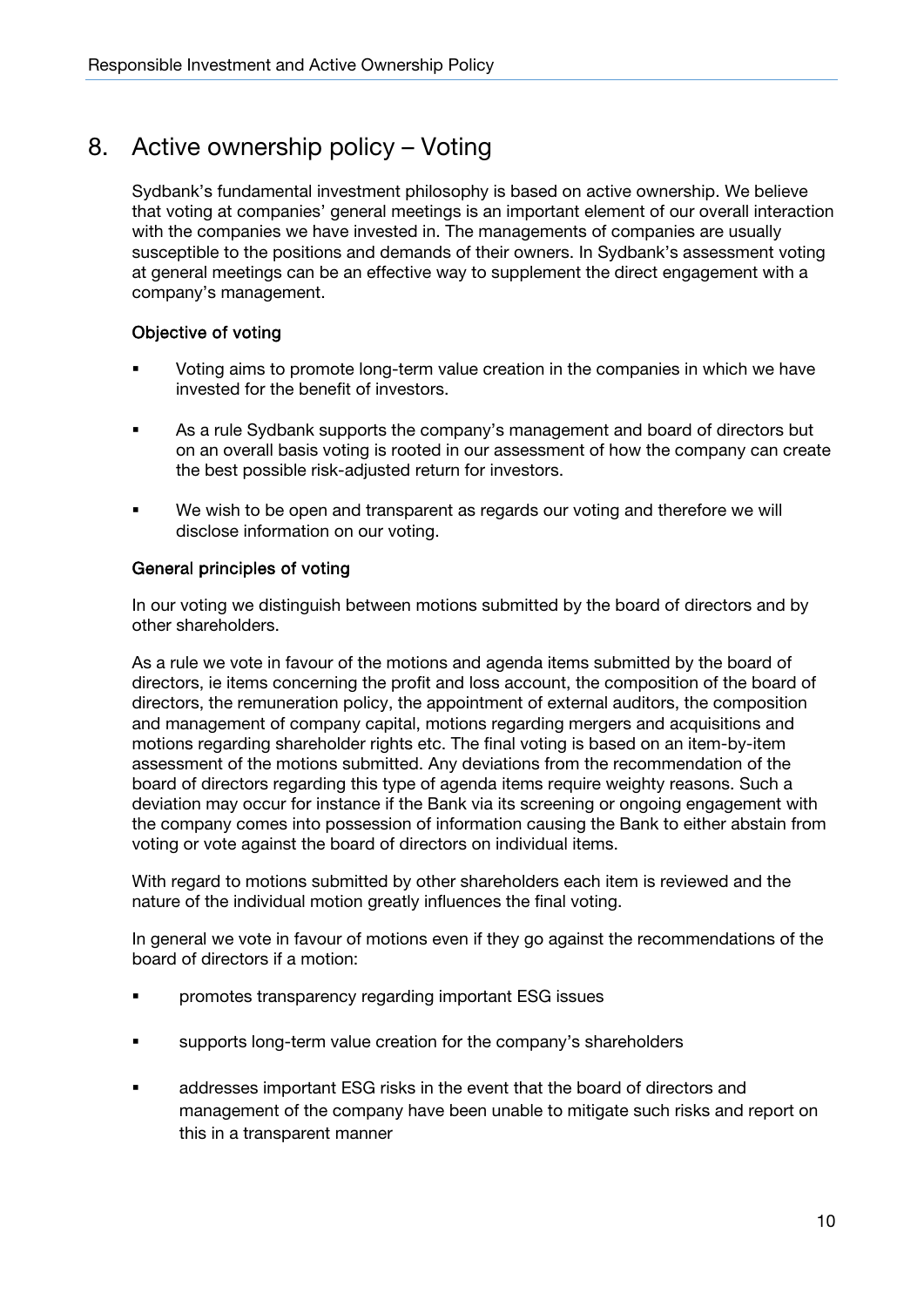# 8. Active ownership policy – Voting

Sydbank's fundamental investment philosophy is based on active ownership. We believe that voting at companies' general meetings is an important element of our overall interaction with the companies we have invested in. The managements of companies are usually susceptible to the positions and demands of their owners. In Sydbank's assessment voting at general meetings can be an effective way to supplement the direct engagement with a company's management.

**Objective of voting**

- Voting aims to promote long-term value creation in the companies in which we have invested for the benefit of investors.
- As a rule Sydbank supports the company's management and board of directors but on an overall basis voting is rooted in our assessment of how the company can create the best possible risk-adjusted return for investors.
- We wish to be open and transparent as regards our voting and therefore we will disclose information on our voting.

**General principles of voting**

In our voting we distinguish between motions submitted by the board of directors and by other shareholders.

As a rule we vote in favour of the motions and agenda items submitted by the board of directors, ie items concerning the profit and loss account, the composition of the board of directors, the remuneration policy, the appointment of external auditors, the composition and management of company capital, motions regarding mergers and acquisitions and motions regarding shareholder rights etc. The final voting is based on an item-by-item assessment of the motions submitted. Any deviations from the recommendation of the board of directors regarding this type of agenda items require weighty reasons. Such a deviation may occur for instance if the Bank via its screening or ongoing engagement with the company comes into possession of information causing the Bank to either abstain from voting or vote against the board of directors on individual items.

With regard to motions submitted by other shareholders each item is reviewed and the nature of the individual motion greatly influences the final voting.

In general we vote in favour of motions even if they go against the recommendations of the board of directors if a motion:

- promotes transparency regarding important ESG issues
- supports long-term value creation for the company's shareholders
- addresses important ESG risks in the event that the board of directors and management of the company have been unable to mitigate such risks and report on this in a transparent manner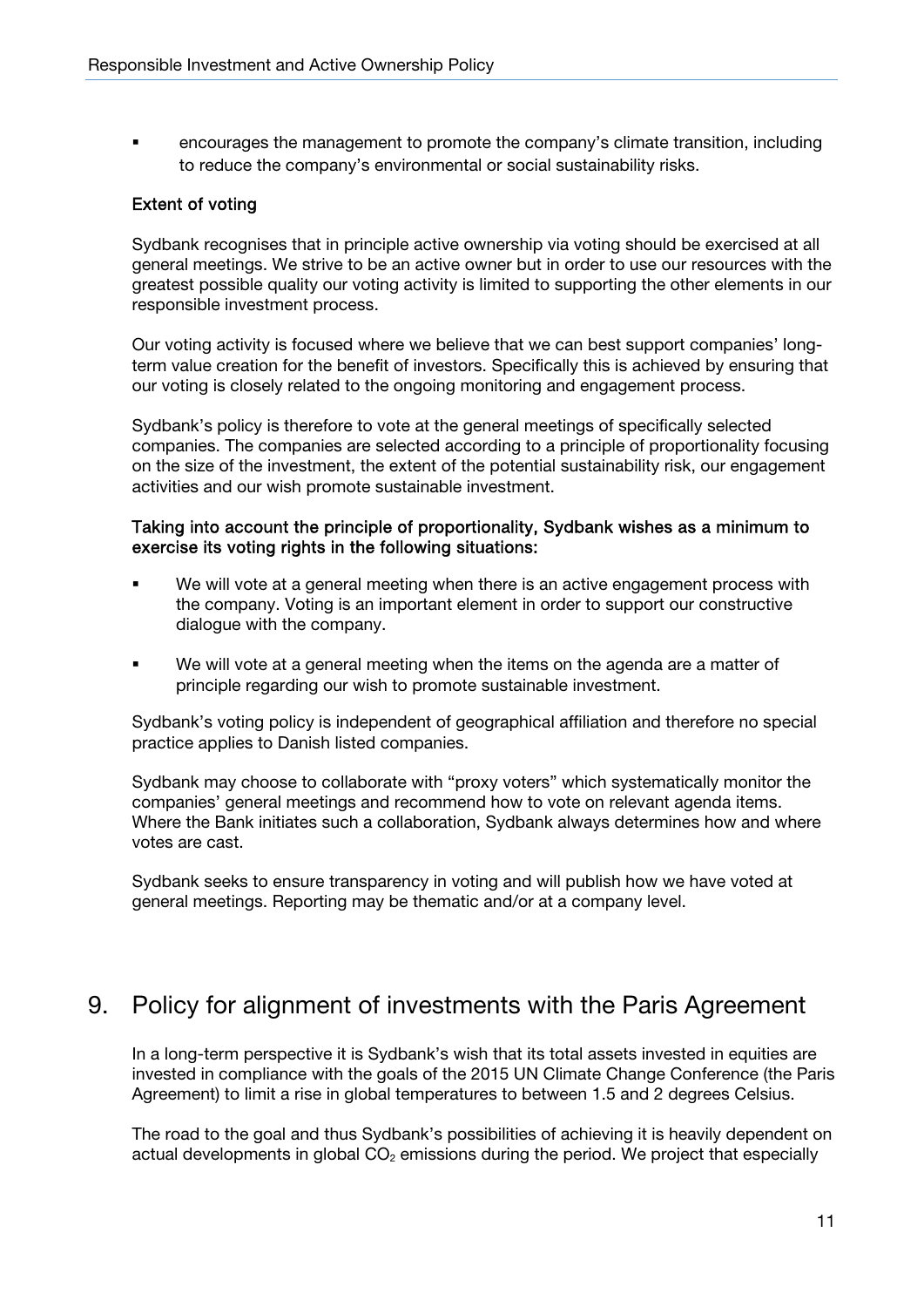- encourages the management to promote the company's climate transition, including to reduce the company's environmental or social sustainability risks.

**Extent of voting**

Sydbank recognises that in principle active ownership via voting should be exercised at all general meetings. We strive to be an active owner but in order to use our resources with the greatest possible quality our voting activity is limited to supporting the other elements in our responsible investment process.

Our voting activity is focused where we believe that we can best support companies' long-term value creation for the benefit of investors. Specifically this is achieved by ensuring that our voting is closely related to the ongoing monitoring and engagement process.

Sydbank's policy is therefore to vote at the general meetings of specifically selected companies. The companies are selected according to a principle of proportionality focusing on the size of the investment, the extent of the potential sustainability risk, our engagement activities and our wish promote sustainable investment.

**Taking into account the principle of proportionality, Sydbank wishes as a minimum to exercise its voting rights in the following situations:**

- We will vote at a general meeting when there is an active engagement process with the company. Voting is an important element in order to support our constructive dialogue with the company.
- We will vote at a general meeting when the items on the agenda are a matter of principle regarding our wish to promote sustainable investment.

Sydbank's voting policy is independent of geographical affiliation and therefore no special practice applies to Danish listed companies.

Sydbank may choose to collaborate with "proxy voters" which systematically monitor the companies' general meetings and recommend how to vote on relevant agenda items. Where the Bank initiates such a collaboration, Sydbank always determines how and where votes are cast.

Sydbank seeks to ensure transparency in voting and will publish how we have voted at general meetings. Reporting may be thematic and/or at a company level.

## 9. Policy for alignment of investments with the Paris Agreement

In a long-term perspective it is Sydbank's wish that its total assets invested in equities are invested in compliance with the goals of the 2015 UN Climate Change Conference (the Paris Agreement) to limit a rise in global temperatures to between 1.5 and 2 degrees Celsius.

The road to the goal and thus Sydbank's possibilities of achieving it is heavily dependent on actual developments in global $CO_2$ emissions during the period. We project that especially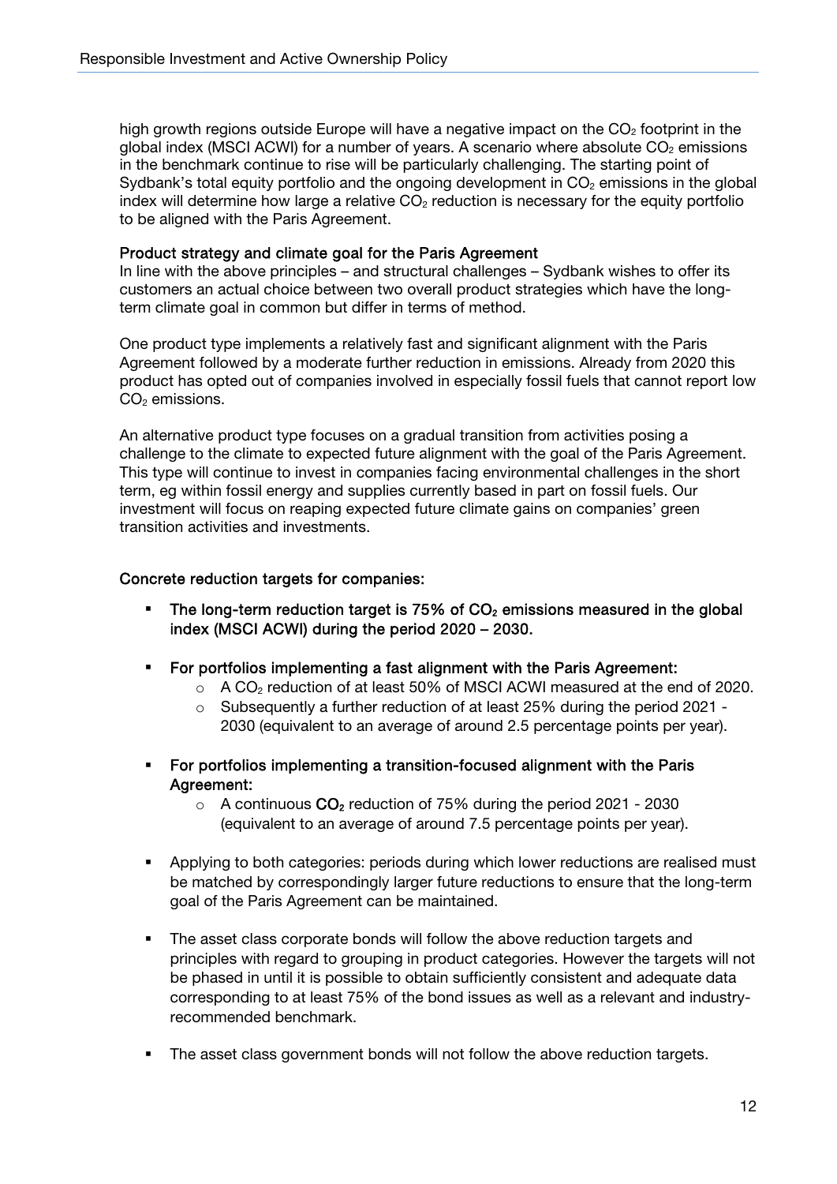high growth regions outside Europe will have a negative impact on the $CO_2$ footprint in the global index (MSCI ACWI) for a number of years. A scenario where absolute $CO_2$ emissions in the benchmark continue to rise will be particularly challenging. The starting point of Sydbank's total equity portfolio and the ongoing development in $CO_2$ emissions in the global index will determine how large a relative $CO_2$ reduction is necessary for the equity portfolio to be aligned with the Paris Agreement.

**Product strategy and climate goal for the Paris Agreement**

In line with the above principles – and structural challenges – Sydbank wishes to offer its customers an actual choice between two overall product strategies which have the long-term climate goal in common but differ in terms of method.

One product type implements a relatively fast and significant alignment with the Paris Agreement followed by a moderate further reduction in emissions. Already from 2020 this product has opted out of companies involved in especially fossil fuels that cannot report low $CO_2$ emissions.

An alternative product type focuses on a gradual transition from activities posing a challenge to the climate to expected future alignment with the goal of the Paris Agreement. This type will continue to invest in companies facing environmental challenges in the short term, eg within fossil energy and supplies currently based in part on fossil fuels. Our investment will focus on reaping expected future climate gains on companies' green transition activities and investments.

**Concrete reduction targets for companies:**

- **The long-term reduction target is 75% of $CO_2$ emissions measured in the global index (MSCI ACWI) during the period 2020 – 2030.**
- **For portfolios implementing a fast alignment with the Paris Agreement:**
  - A $CO_2$ reduction of at least 50% of MSCI ACWI measured at the end of 2020.
  - Subsequently a further reduction of at least 25% during the period 2021 - 2030 (equivalent to an average of around 2.5 percentage points per year).
- **For portfolios implementing a transition-focused alignment with the Paris Agreement:**
  - A continuous **$CO_2$** reduction of 75% during the period 2021 - 2030 (equivalent to an average of around 7.5 percentage points per year).
- Applying to both categories: periods during which lower reductions are realised must be matched by correspondingly larger future reductions to ensure that the long-term goal of the Paris Agreement can be maintained.
- The asset class corporate bonds will follow the above reduction targets and principles with regard to grouping in product categories. However the targets will not be phased in until it is possible to obtain sufficiently consistent and adequate data corresponding to at least 75% of the bond issues as well as a relevant and industry-recommended benchmark.
- The asset class government bonds will not follow the above reduction targets.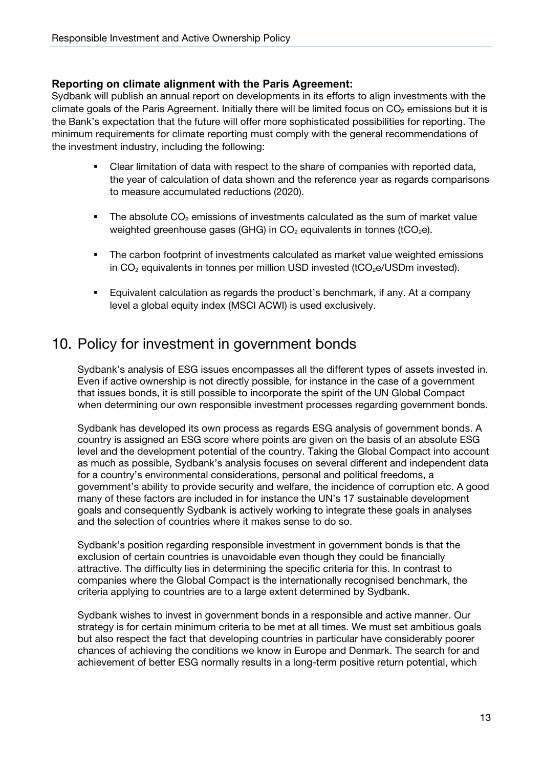**Reporting on climate alignment with the Paris Agreement:**
Sydbank will publish an annual report on developments in its efforts to align investments with the climate goals of the Paris Agreement. Initially there will be limited focus on $CO_2$ emissions but it is the Bank's expectation that the future will offer more sophisticated possibilities for reporting. The minimum requirements for climate reporting must comply with the general recommendations of the investment industry, including the following:

- Clear limitation of data with respect to the share of companies with reported data, the year of calculation of data shown and the reference year as regards comparisons to measure accumulated reductions (2020).
- The absolute $CO_2$ emissions of investments calculated as the sum of market value weighted greenhouse gases (GHG) in $CO_2$ equivalents in tonnes ($tCO_2e$).
- The carbon footprint of investments calculated as market value weighted emissions in $CO_2$ equivalents in tonnes per million USD invested ($tCO_2e$/USDm invested).
- Equivalent calculation as regards the product's benchmark, if any. At a company level a global equity index (MSCI ACWI) is used exclusively.

# 10. Policy for investment in government bonds

Sydbank's analysis of ESG issues encompasses all the different types of assets invested in. Even if active ownership is not directly possible, for instance in the case of a government that issues bonds, it is still possible to incorporate the spirit of the UN Global Compact when determining our own responsible investment processes regarding government bonds.

Sydbank has developed its own process as regards ESG analysis of government bonds. A country is assigned an ESG score where points are given on the basis of an absolute ESG level and the development potential of the country. Taking the Global Compact into account as much as possible, Sydbank's analysis focuses on several different and independent data for a country's environmental considerations, personal and political freedoms, a government's ability to provide security and welfare, the incidence of corruption etc. A good many of these factors are included in for instance the UN's 17 sustainable development goals and consequently Sydbank is actively working to integrate these goals in analyses and the selection of countries where it makes sense to do so.

Sydbank's position regarding responsible investment in government bonds is that the exclusion of certain countries is unavoidable even though they could be financially attractive. The difficulty lies in determining the specific criteria for this. In contrast to companies where the Global Compact is the internationally recognised benchmark, the criteria applying to countries are to a large extent determined by Sydbank.

Sydbank wishes to invest in government bonds in a responsible and active manner. Our strategy is for certain minimum criteria to be met at all times. We must set ambitious goals but also respect the fact that developing countries in particular have considerably poorer chances of achieving the conditions we know in Europe and Denmark. The search for and achievement of better ESG normally results in a long-term positive return potential, which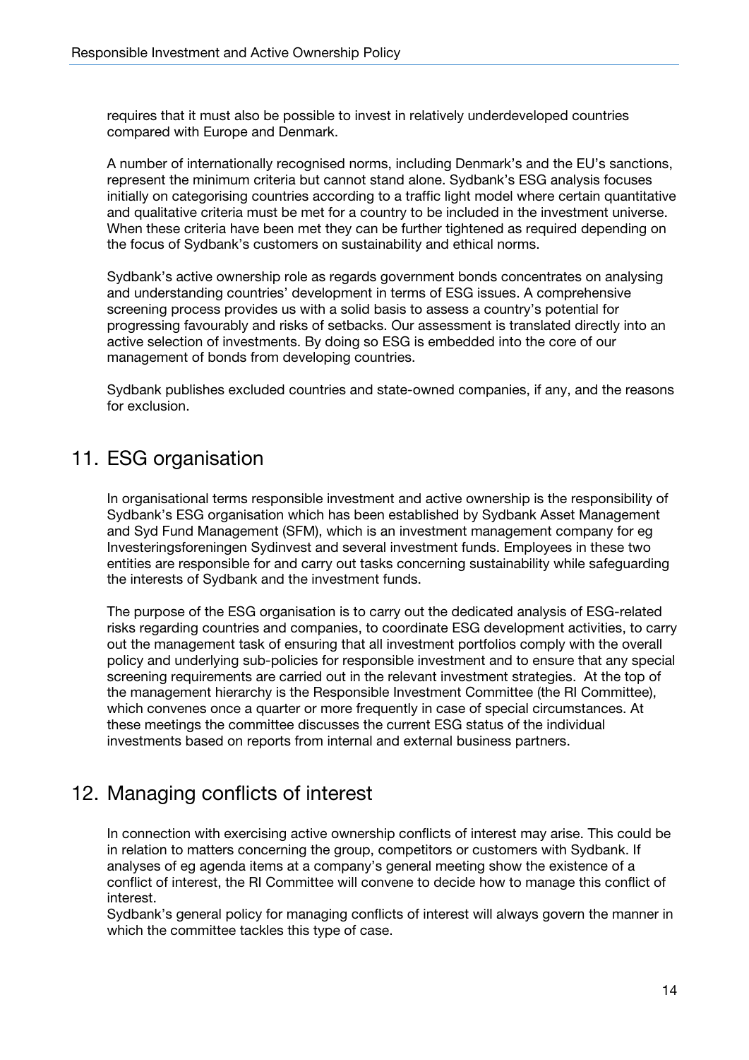requires that it must also be possible to invest in relatively underdeveloped countries compared with Europe and Denmark.

A number of internationally recognised norms, including Denmark's and the EU's sanctions, represent the minimum criteria but cannot stand alone. Sydbank's ESG analysis focuses initially on categorising countries according to a traffic light model where certain quantitative and qualitative criteria must be met for a country to be included in the investment universe. When these criteria have been met they can be further tightened as required depending on the focus of Sydbank's customers on sustainability and ethical norms.

Sydbank's active ownership role as regards government bonds concentrates on analysing and understanding countries' development in terms of ESG issues. A comprehensive screening process provides us with a solid basis to assess a country's potential for progressing favourably and risks of setbacks. Our assessment is translated directly into an active selection of investments. By doing so ESG is embedded into the core of our management of bonds from developing countries.

Sydbank publishes excluded countries and state-owned companies, if any, and the reasons for exclusion.

## 11. ESG organisation

In organisational terms responsible investment and active ownership is the responsibility of Sydbank's ESG organisation which has been established by Sydbank Asset Management and Syd Fund Management (SFM), which is an investment management company for eg Investeringsforeningen Sydinvest and several investment funds. Employees in these two entities are responsible for and carry out tasks concerning sustainability while safeguarding the interests of Sydbank and the investment funds.

The purpose of the ESG organisation is to carry out the dedicated analysis of ESG-related risks regarding countries and companies, to coordinate ESG development activities, to carry out the management task of ensuring that all investment portfolios comply with the overall policy and underlying sub-policies for responsible investment and to ensure that any special screening requirements are carried out in the relevant investment strategies. At the top of the management hierarchy is the Responsible Investment Committee (the RI Committee), which convenes once a quarter or more frequently in case of special circumstances. At these meetings the committee discusses the current ESG status of the individual investments based on reports from internal and external business partners.

## 12. Managing conflicts of interest

In connection with exercising active ownership conflicts of interest may arise. This could be in relation to matters concerning the group, competitors or customers with Sydbank. If analyses of eg agenda items at a company's general meeting show the existence of a conflict of interest, the RI Committee will convene to decide how to manage this conflict of interest.
Sydbank's general policy for managing conflicts of interest will always govern the manner in which the committee tackles this type of case.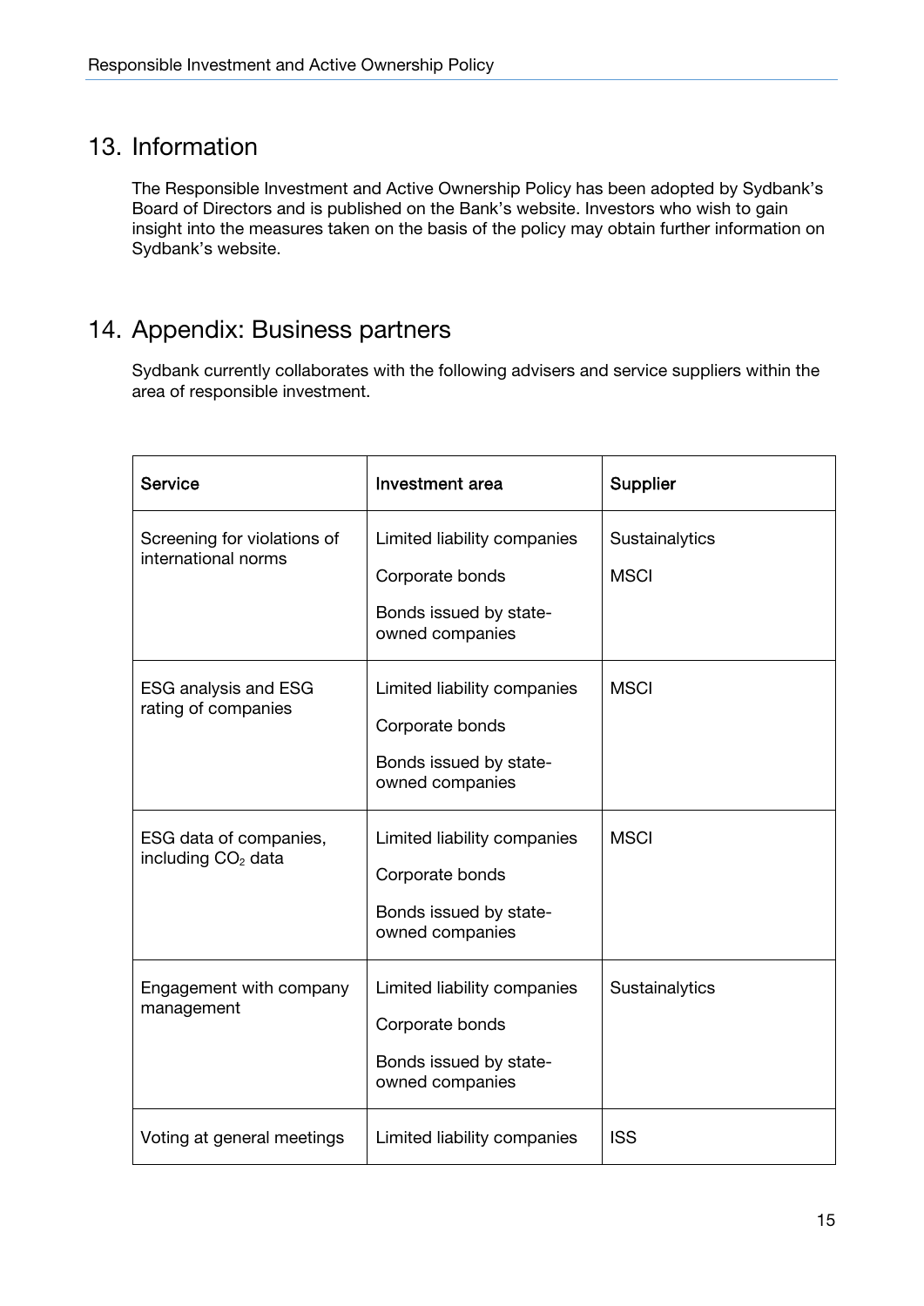## 13. Information

The Responsible Investment and Active Ownership Policy has been adopted by Sydbank's Board of Directors and is published on the Bank's website. Investors who wish to gain insight into the measures taken on the basis of the policy may obtain further information on Sydbank's website.

## 14. Appendix: Business partners

Sydbank currently collaborates with the following advisers and service suppliers within the area of responsible investment.

| Service | Investment area | Supplier |
|---|---|---|
| Screening for violations of international norms | Limited liability companies<br>Corporate bonds<br>Bonds issued by state-owned companies | Sustainalytics<br>MSCI |
| ESG analysis and ESG rating of companies | Limited liability companies<br>Corporate bonds<br>Bonds issued by state-owned companies | MSCI |
| ESG data of companies, including $CO_2$ data | Limited liability companies<br>Corporate bonds<br>Bonds issued by state-owned companies | MSCI |
| Engagement with company management | Limited liability companies<br>Corporate bonds<br>Bonds issued by state-owned companies | Sustainalytics |
| Voting at general meetings | Limited liability companies | ISS |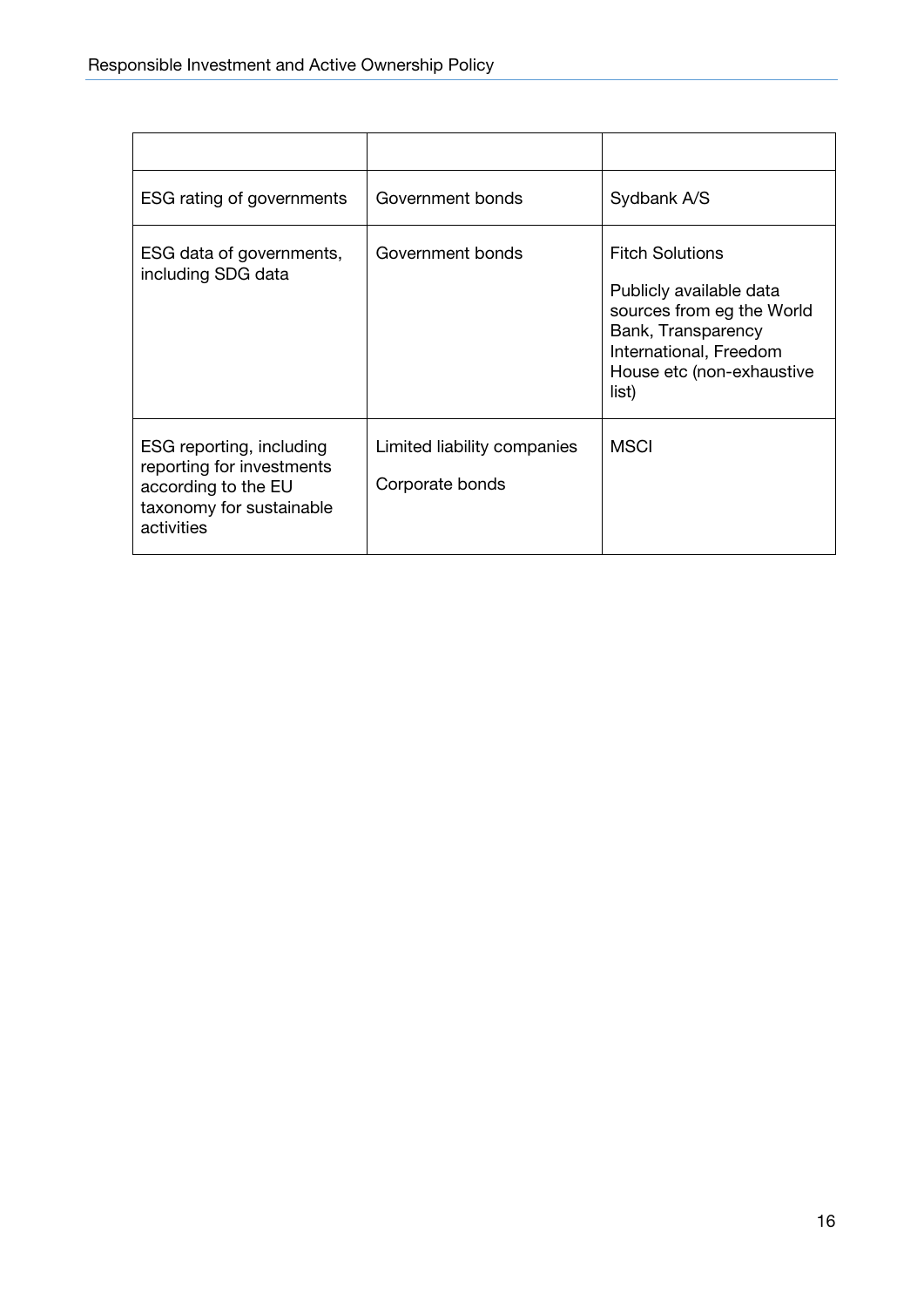| | | |
| --- | --- | --- |
| ESG rating of governments | Government bonds | Sydbank A/S |
| ESG data of governments, including SDG data | Government bonds | Fitch Solutions<br><br>Publicly available data sources from eg the World Bank, Transparency International, Freedom House etc (non-exhaustive list) |
| ESG reporting, including reporting for investments according to the EU taxonomy for sustainable activities | Limited liability companies<br><br>Corporate bonds | MSCI |